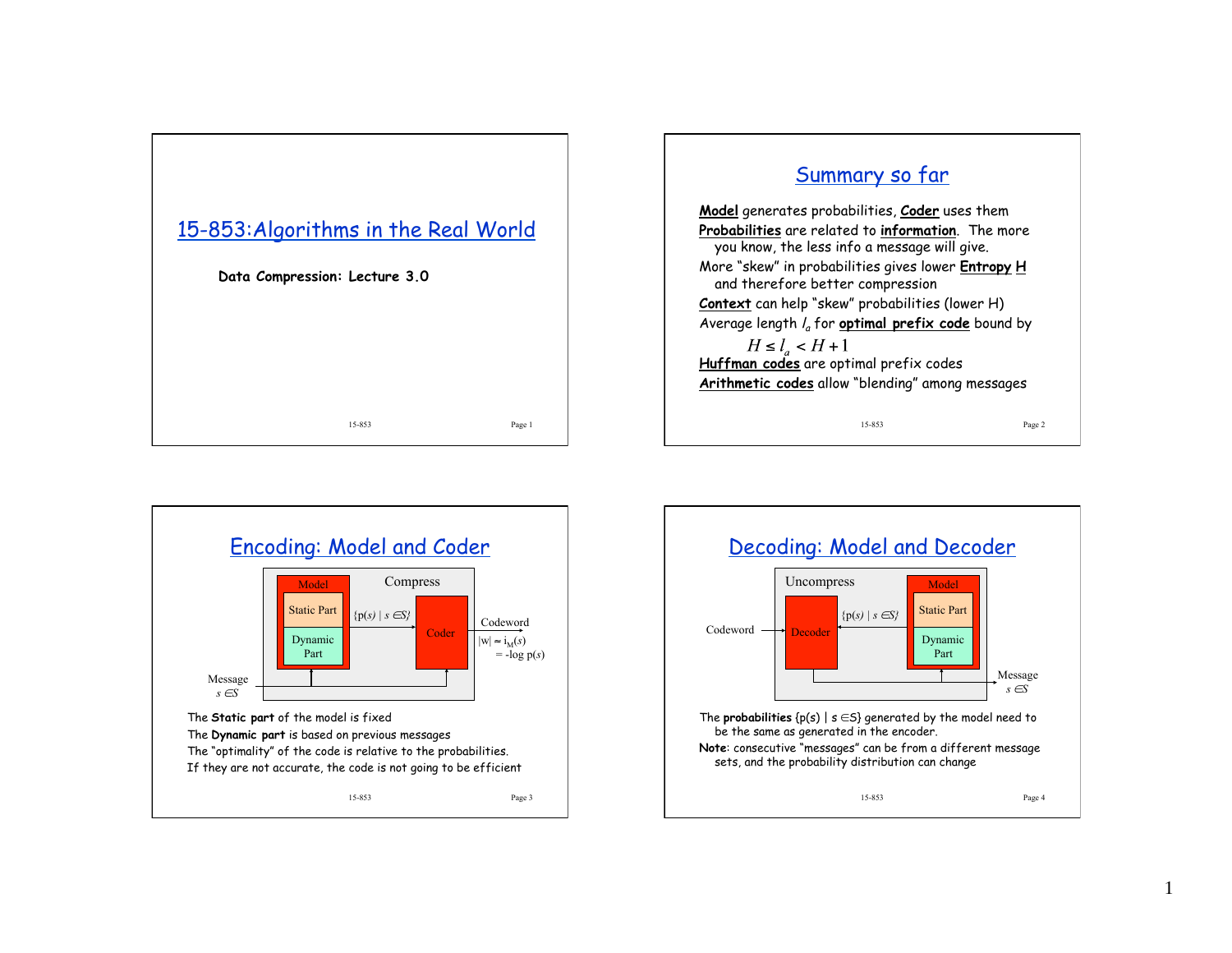# 15-853:Algorithms in the Real World

**Data Compression: Lecture 3.0**

## Summary so far

**Model** generates probabilities, **Coder** uses them

**Probabilities** are related to **information**. The more you know, the less info a message will give.

More "skew" in probabilities gives lower **Entropy H** and therefore better compression

**Context** can help "skew" probabilities (lower H)

Average length $l_a$ for **optimal prefix code** bound by

$$H \le l_a < H + 1$$

**Huffman codes** are optimal prefix codes

**Arithmetic codes** allow "blending" among messages

## Encoding: Model and Coder

Compress: Message $s \in S$ → Model (Static Part, Dynamic Part) → $\{p(s) \mid s \in S\}$ → Coder → Codeword $|w| \approx i_M(s) = -\log p(s)$

The **Static part** of the model is fixed

The **Dynamic part** is based on previous messages

The "optimality" of the code is relative to the probabilities.

If they are not accurate, the code is not going to be efficient

## Decoding: Model and Decoder

Uncompress: Codeword → Decoder ← $\{p(s) \mid s \in S\}$ ← Model (Static Part, Dynamic Part); Decoder → Message $s \in S$

The **probabilities** $\{p(s) \mid s \in S\}$ generated by the model need to be the same as generated in the encoder.

**Note**: consecutive "messages" can be from a different message sets, and the probability distribution can change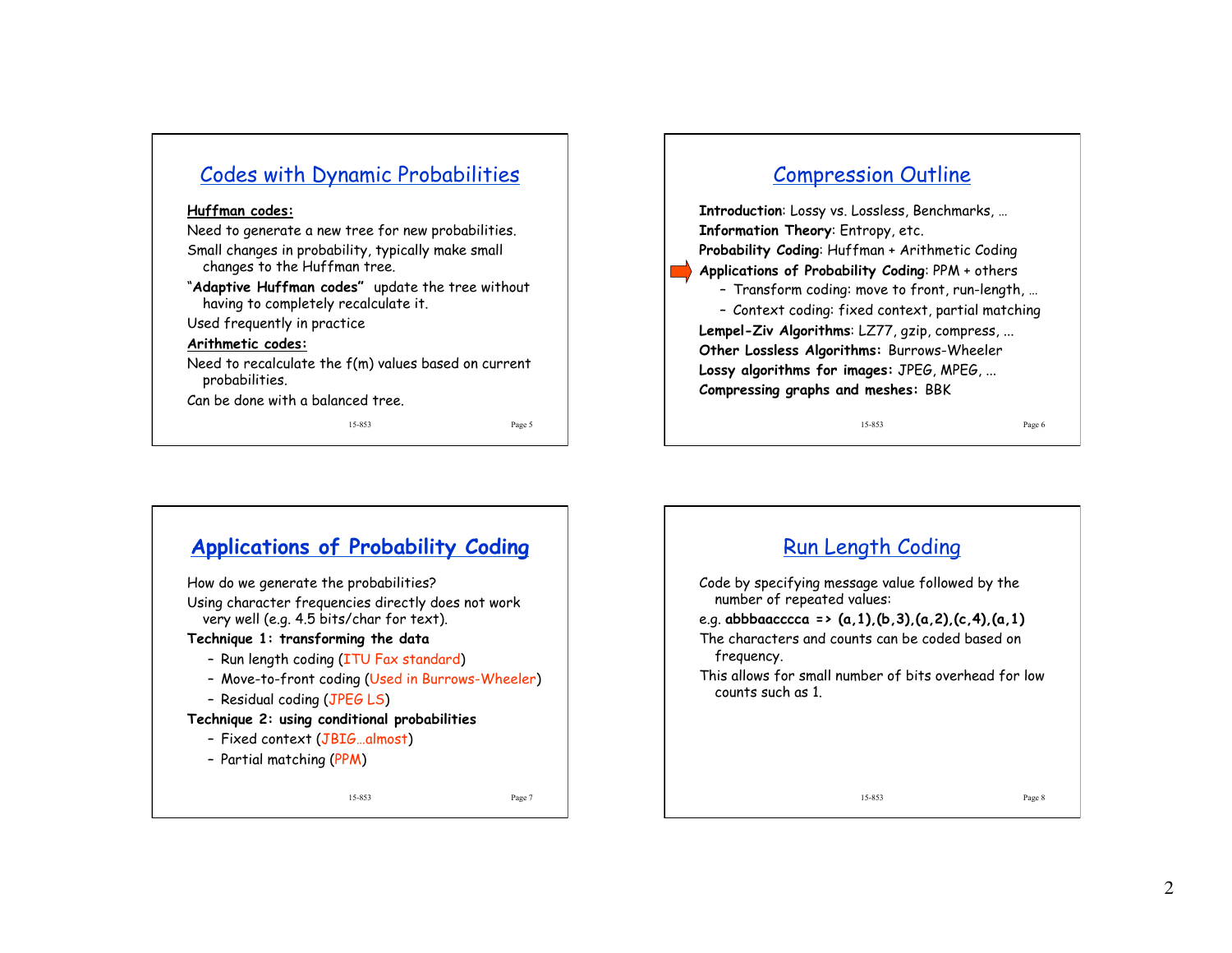## Codes with Dynamic Probabilities

**Huffman codes:**

Need to generate a new tree for new probabilities.

Small changes in probability, typically make small changes to the Huffman tree.

"**Adaptive Huffman codes**" update the tree without having to completely recalculate it.

Used frequently in practice

**Arithmetic codes:**

Need to recalculate the f(m) values based on current probabilities.

Can be done with a balanced tree.

## Compression Outline

**Introduction**: Lossy vs. Lossless, Benchmarks, …

**Information Theory**: Entropy, etc.

**Probability Coding**: Huffman + Arithmetic Coding

**Applications of Probability Coding**: PPM + others

- Transform coding: move to front, run-length, …
- Context coding: fixed context, partial matching

**Lempel-Ziv Algorithms**: LZ77, gzip, compress, ...

**Other Lossless Algorithms:** Burrows-Wheeler

**Lossy algorithms for images:** JPEG, MPEG, ...

**Compressing graphs and meshes:** BBK

## Applications of Probability Coding

How do we generate the probabilities?

Using character frequencies directly does not work very well (e.g. 4.5 bits/char for text).

**Technique 1: transforming the data**

- Run length coding (ITU Fax standard)
- Move-to-front coding (Used in Burrows-Wheeler)
- Residual coding (JPEG LS)

**Technique 2: using conditional probabilities**

- Fixed context (JBIG…almost)
- Partial matching (PPM)

## Run Length Coding

Code by specifying message value followed by the number of repeated values:

e.g. **abbbaacccca => (a,1),(b,3),(a,2),(c,4),(a,1)**

The characters and counts can be coded based on frequency.

This allows for small number of bits overhead for low counts such as 1.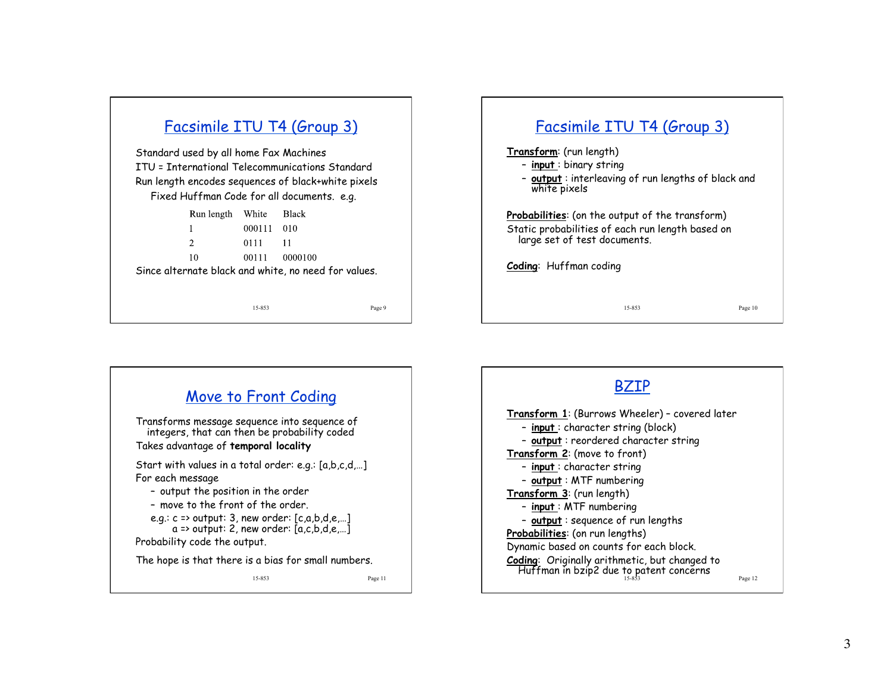## Facsimile ITU T4 (Group 3)

Standard used by all home Fax Machines
ITU = International Telecommunications Standard
Run length encodes sequences of black+white pixels
Fixed Huffman Code for all documents. e.g.

| Run length | White | Black |
|---|---|---|
| 1 | 000111 | 010 |
| 2 | 0111 | 11 |
| 10 | 00111 | 0000100 |

Since alternate black and white, no need for values.

## Facsimile ITU T4 (Group 3)

**Transform**: (run length)

- **input** : binary string
- **output** : interleaving of run lengths of black and white pixels

**Probabilities**: (on the output of the transform)
Static probabilities of each run length based on large set of test documents.

***Coding***: Huffman coding

## Move to Front Coding

Transforms message sequence into sequence of integers, that can then be probability coded
Takes advantage of **temporal locality**

Start with values in a total order: e.g.: [a,b,c,d,…]
For each message

- output the position in the order
- move to the front of the order.
- e.g.: c => output: 3, new order: [c,a,b,d,e,…]
  a => output: 2, new order: [a,c,b,d,e,…]

Probability code the output.

The hope is that there is a bias for small numbers.

## BZIP

**Transform 1**: (Burrows Wheeler) – covered later

- **input** : character string (block)
- **output** : reordered character string

**Transform 2**: (move to front)

- **input** : character string
- **output** : MTF numbering

**Transform 3**: (run length)

- **input** : MTF numbering
- **output** : sequence of run lengths

**Probabilities**: (on run lengths)
Dynamic based on counts for each block.

***Coding***: Originally arithmetic, but changed to Huffman in bzip2 due to patent concerns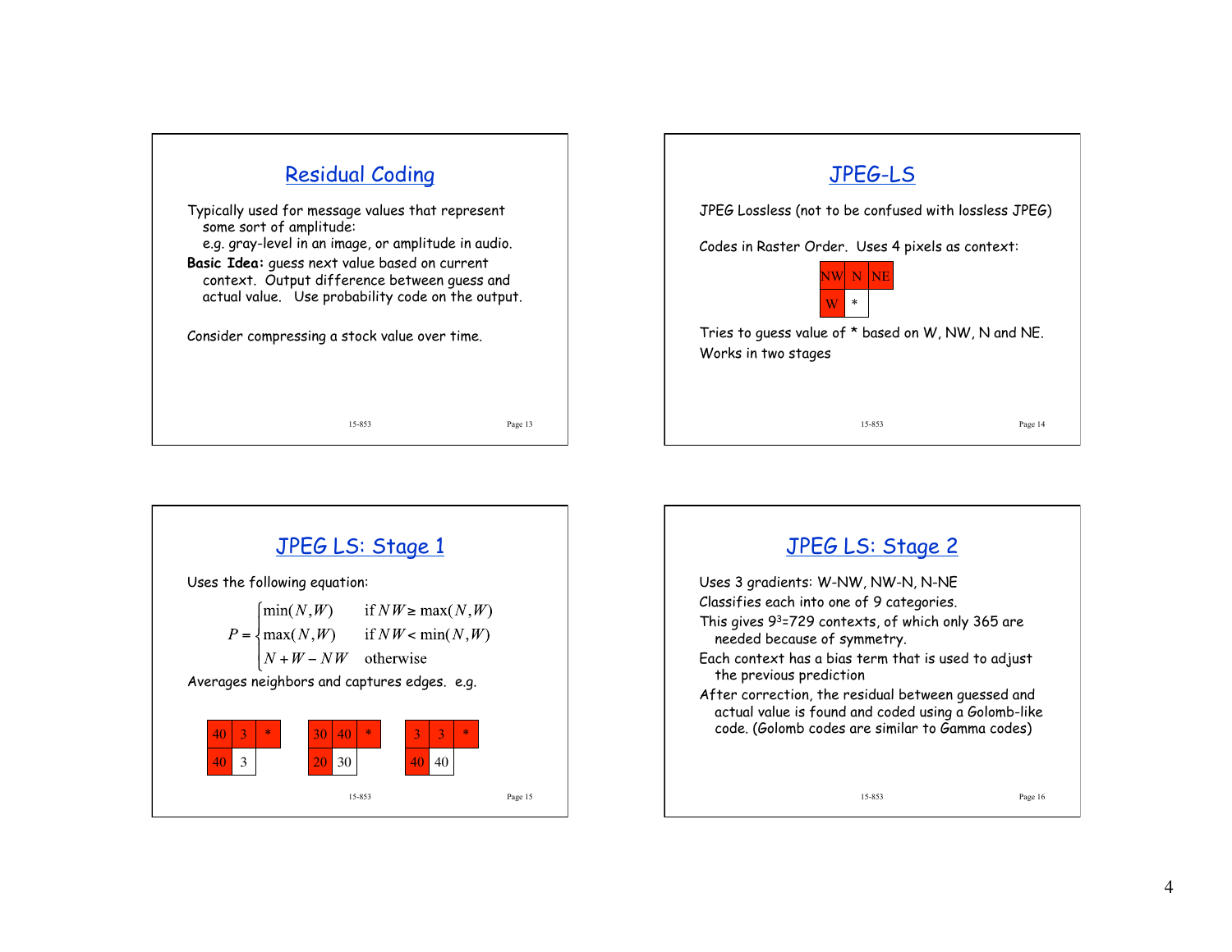## Residual Coding

Typically used for message values that represent some sort of amplitude:
e.g. gray-level in an image, or amplitude in audio.

**Basic Idea:** guess next value based on current context. Output difference between guess and actual value. Use probability code on the output.

Consider compressing a stock value over time.

## JPEG-LS

JPEG Lossless (not to be confused with lossless JPEG)

Codes in Raster Order. Uses 4 pixels as context:

| NW | N | NE |
|---|---|---|
| W | * | |

Tries to guess value of * based on W, NW, N and NE.
Works in two stages

## JPEG LS: Stage 1

Uses the following equation:

$$P = \begin{cases} \min(N,W) & \text{if } NW \geq \max(N,W) \\ \max(N,W) & \text{if } NW < \min(N,W) \\ N + W - NW & \text{otherwise} \end{cases}$$

Averages neighbors and captures edges. e.g.

| 40 | 3 | * |
|---|---|---|
| 40 | 3 | |

| 30 | 40 | * |
|---|---|---|
| 20 | 30 | |

| 3 | 3 | * |
|---|---|---|
| 40 | 40 | |

## JPEG LS: Stage 2

Uses 3 gradients: W-NW, NW-N, N-NE

Classifies each into one of 9 categories.

This gives $9^3$=729 contexts, of which only 365 are needed because of symmetry.

Each context has a bias term that is used to adjust the previous prediction

After correction, the residual between guessed and actual value is found and coded using a Golomb-like code. (Golomb codes are similar to Gamma codes)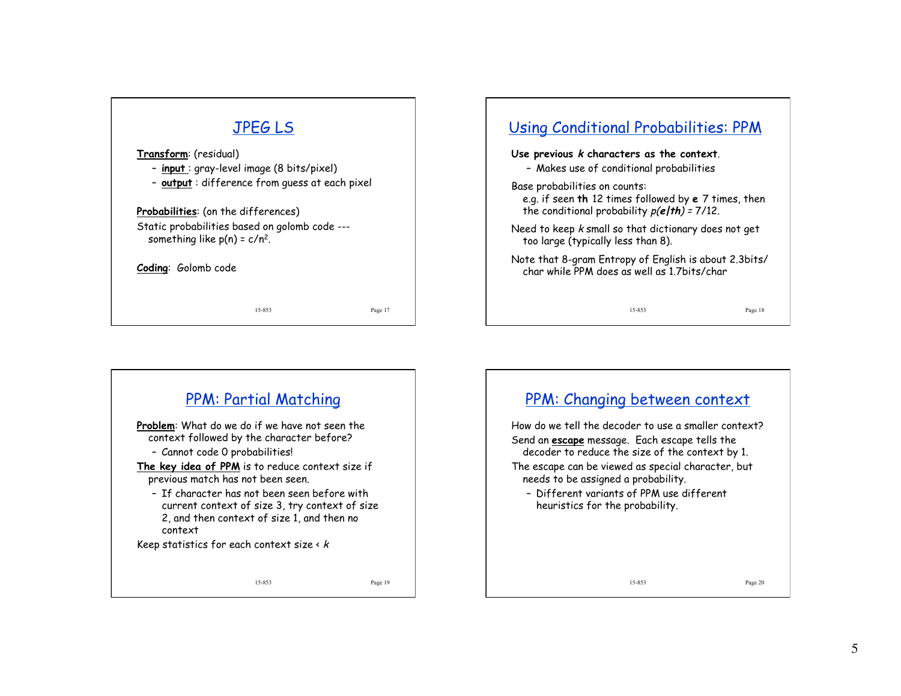## JPEG LS

**Transform**: (residual)

- **input** : gray-level image (8 bits/pixel)
- **output** : difference from guess at each pixel

**Probabilities**: (on the differences)

Static probabilities based on golomb code --- something like $p(n) = c/n^2$.

**Coding**: Golomb code

## Using Conditional Probabilities: PPM

**Use previous *k* characters as the context.**

- Makes use of conditional probabilities

Base probabilities on counts:
e.g. if seen **th** 12 times followed by **e** 7 times, then the conditional probability $p(e|th) = 7/12$.

Need to keep $k$ small so that dictionary does not get too large (typically less than 8).

Note that 8-gram Entropy of English is about 2.3bits/char while PPM does as well as 1.7bits/char

## PPM: Partial Matching

**Problem**: What do we do if we have not seen the context followed by the character before?

- Cannot code 0 probabilities!

**The key idea of PPM** is to reduce context size if previous match has not been seen.

- If character has not been seen before with current context of size 3, try context of size 2, and then context of size 1, and then no context

Keep statistics for each context size < $k$

## PPM: Changing between context

How do we tell the decoder to use a smaller context?

Send an **escape** message. Each escape tells the decoder to reduce the size of the context by 1.

The escape can be viewed as special character, but needs to be assigned a probability.

- Different variants of PPM use different heuristics for the probability.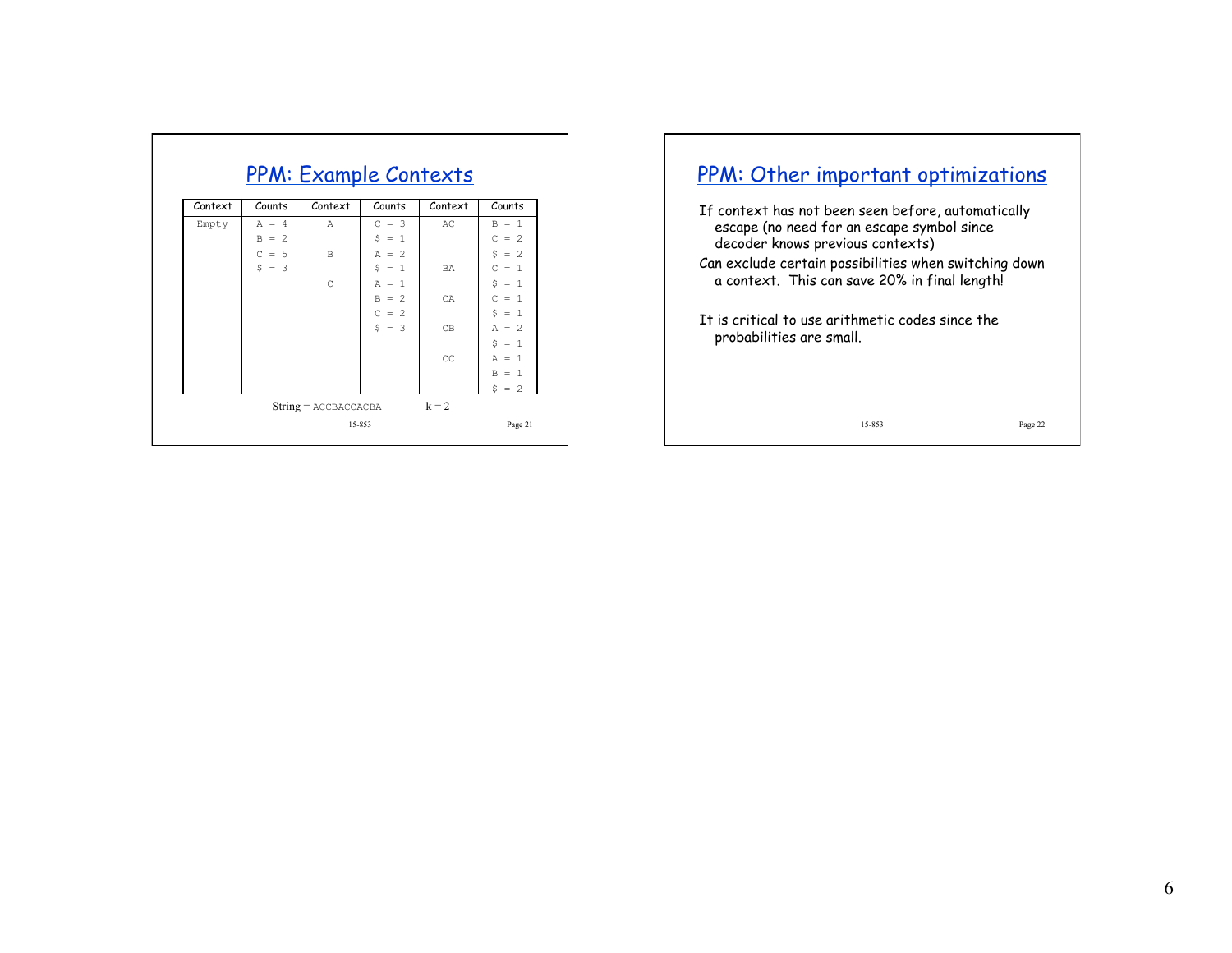## PPM: Example Contexts

| Context | Counts | Context | Counts | Context | Counts |
|---|---|---|---|---|---|
| Empty | A = 4 | A | C = 3 | AC | B = 1 |
| | B = 2 | | $ = 1 | | C = 2 |
| | C = 5 | B | A = 2 | | $ = 2 |
| | $ = 3 | | $ = 1 | BA | C = 1 |
| | | C | A = 1 | | $ = 1 |
| | | | B = 2 | CA | C = 1 |
| | | | C = 2 | | $ = 1 |
| | | | $ = 3 | CB | A = 2 |
| | | | | | $ = 1 |
| | | | | CC | A = 1 |
| | | | | | B = 1 |
| | | | | | $ = 2 |

String = ACCBACCACBA  k = 2

## PPM: Other important optimizations

If context has not been seen before, automatically escape (no need for an escape symbol since decoder knows previous contexts)

Can exclude certain possibilities when switching down a context. This can save 20% in final length!

It is critical to use arithmetic codes since the probabilities are small.